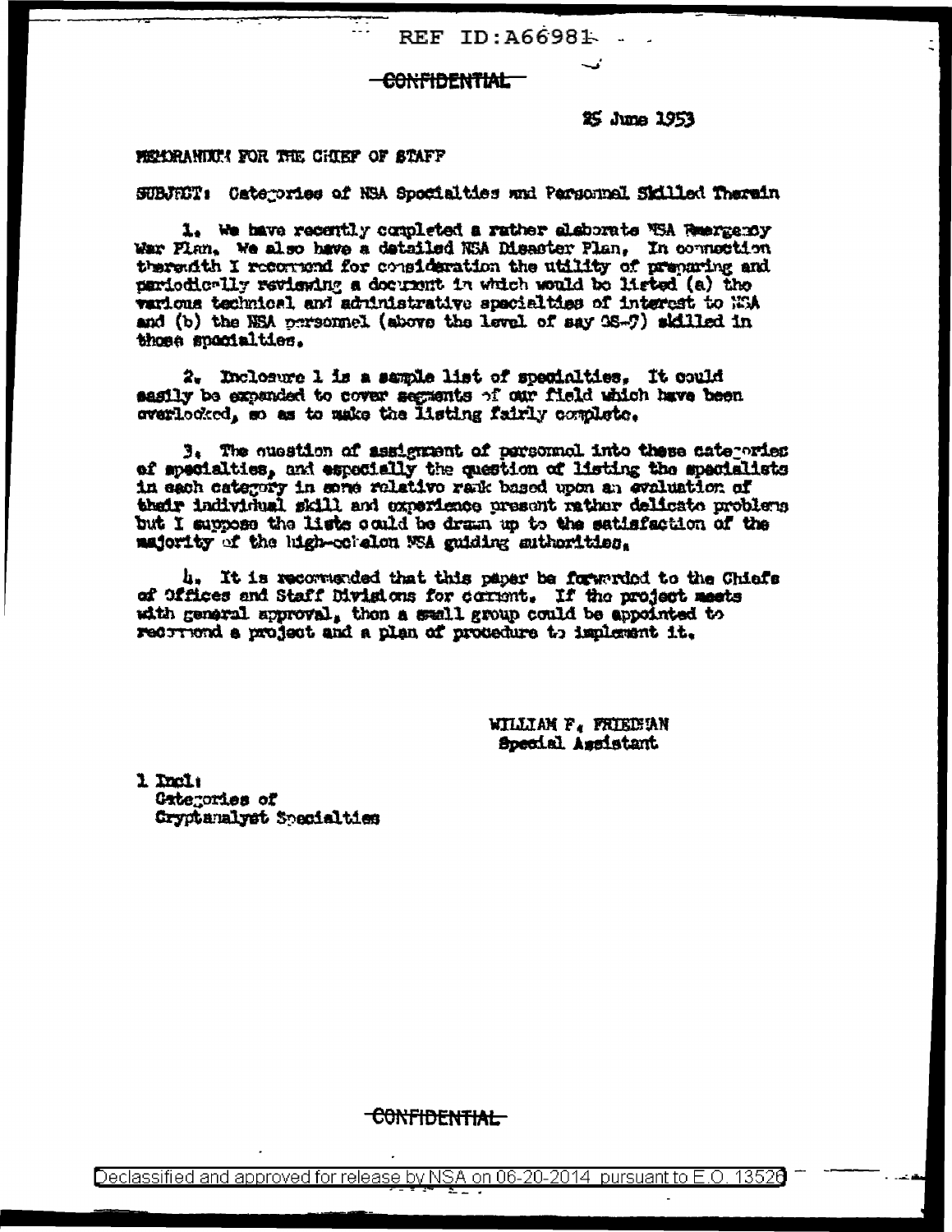REF ID:A66981

~~CONFIDENTIAL~~

25 June 1953

MEMORANDUM FOR THE CHIEF OF STAFF

SUBJECT: Categories of NSA Specialties and Personnel Skilled Therein

1. We have recently completed a rather elaborate NSA Emergency War Plan. We also have a detailed NSA Disaster Plan. In connection therewith I recommend for consideration the utility of preparing and periodically reviewing a document in which would be listed (a) the various technical and administrative specialties of interest to NSA and (b) the NSA personnel (above the level of say GS-7) skilled in those specialties.

2. Inclosure 1 is a sample list of specialties. It could easily be expanded to cover segments of our field which have been overlooked, so as to make the listing fairly complete.

3. The question of assignment of personnel into these categories of specialties, and especially the question of listing the specialists in each category in some relative rank based upon an evaluation of their individual skill and experience present rather delicate problems but I suppose the lists could be drawn up to the satisfaction of the majority of the high-echelon NSA guiding authorities.

4. It is recommended that this paper be forwarded to the Chiefs of Offices and Staff Divisions for comment. If the project meets with general approval, then a small group could be appointed to recommend a project and a plan of procedure to implement it.

WILLIAM F. FRIEDMAN
Special Assistant

1 Incl:
Categories of
Cryptanalyst Specialties

~~CONFIDENTIAL~~

Declassified and approved for release by NSA on 06-20-2014 pursuant to E.O. 13526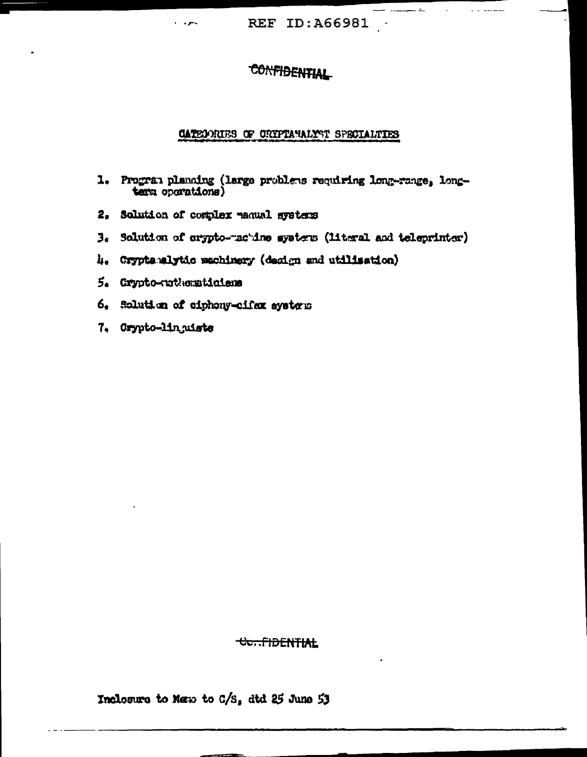CONFIDENTIAL

## CATEGORIES OF CRYPTANALYST SPECIALTIES

1. Program planning (large problems requiring long-range, long-term operations)
2. Solution of complex manual systems
3. Solution of crypto-machine systems (literal and teleprinter)
4. Cryptanalytic machinery (design and utilization)
5. Crypto-mathematicians
6. Solution of ciphony-cifax systems
7. Crypto-linguists

CONFIDENTIAL

Inclosure to Memo to C/S, dtd 25 June 53